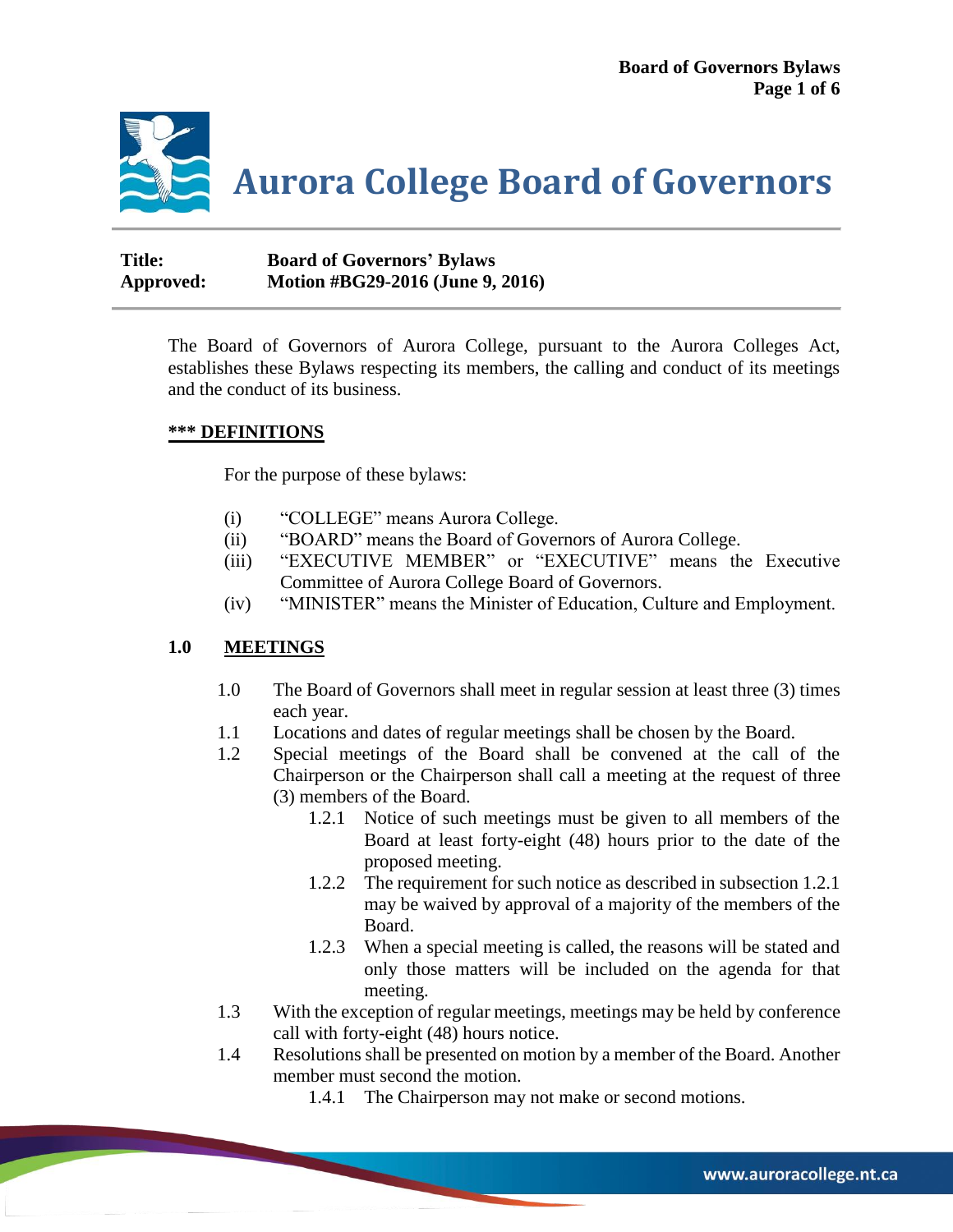# Aurora College Board of Governors

**Title:** Board of Governors' Bylaws
**Approved:** Motion #BG29-2016 (June 9, 2016)

The Board of Governors of Aurora College, pursuant to the Aurora Colleges Act, establishes these Bylaws respecting its members, the calling and conduct of its meetings and the conduct of its business.

## *** DEFINITIONS

For the purpose of these bylaws:

(i) "COLLEGE" means Aurora College.
(ii) "BOARD" means the Board of Governors of Aurora College.
(iii) "EXECUTIVE MEMBER" or "EXECUTIVE" means the Executive Committee of Aurora College Board of Governors.
(iv) "MINISTER" means the Minister of Education, Culture and Employment.

## 1.0 MEETINGS

1.0 The Board of Governors shall meet in regular session at least three (3) times each year.

1.1 Locations and dates of regular meetings shall be chosen by the Board.

1.2 Special meetings of the Board shall be convened at the call of the Chairperson or the Chairperson shall call a meeting at the request of three (3) members of the Board.

- 1.2.1 Notice of such meetings must be given to all members of the Board at least forty-eight (48) hours prior to the date of the proposed meeting.
- 1.2.2 The requirement for such notice as described in subsection 1.2.1 may be waived by approval of a majority of the members of the Board.
- 1.2.3 When a special meeting is called, the reasons will be stated and only those matters will be included on the agenda for that meeting.

1.3 With the exception of regular meetings, meetings may be held by conference call with forty-eight (48) hours notice.

1.4 Resolutions shall be presented on motion by a member of the Board. Another member must second the motion.

- 1.4.1 The Chairperson may not make or second motions.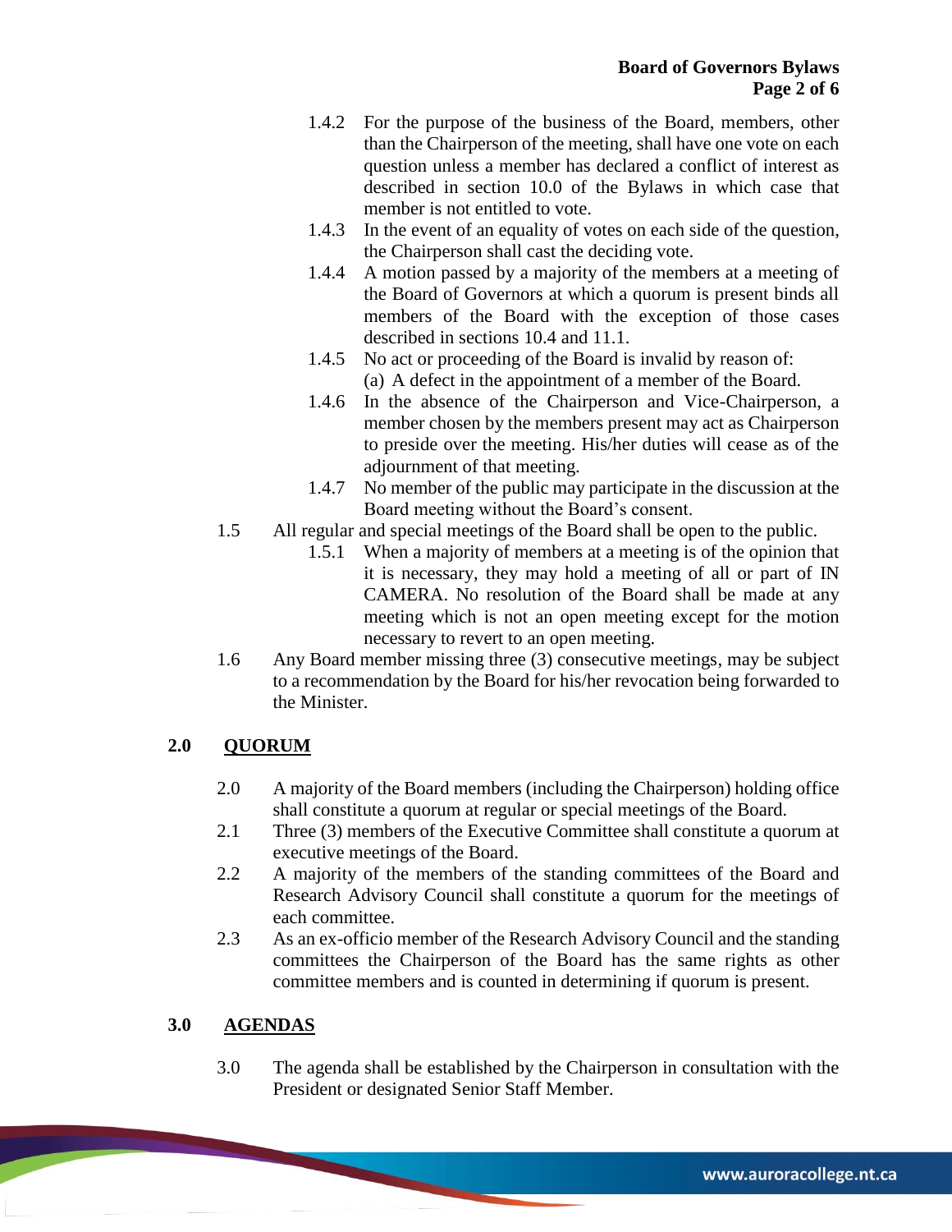1.4.2 For the purpose of the business of the Board, members, other than the Chairperson of the meeting, shall have one vote on each question unless a member has declared a conflict of interest as described in section 10.0 of the Bylaws in which case that member is not entitled to vote.

1.4.3 In the event of an equality of votes on each side of the question, the Chairperson shall cast the deciding vote.

1.4.4 A motion passed by a majority of the members at a meeting of the Board of Governors at which a quorum is present binds all members of the Board with the exception of those cases described in sections 10.4 and 11.1.

1.4.5 No act or proceeding of the Board is invalid by reason of:
(a) A defect in the appointment of a member of the Board.

1.4.6 In the absence of the Chairperson and Vice-Chairperson, a member chosen by the members present may act as Chairperson to preside over the meeting. His/her duties will cease as of the adjournment of that meeting.

1.4.7 No member of the public may participate in the discussion at the Board meeting without the Board's consent.

1.5 All regular and special meetings of the Board shall be open to the public.

1.5.1 When a majority of members at a meeting is of the opinion that it is necessary, they may hold a meeting of all or part of IN CAMERA. No resolution of the Board shall be made at any meeting which is not an open meeting except for the motion necessary to revert to an open meeting.

1.6 Any Board member missing three (3) consecutive meetings, may be subject to a recommendation by the Board for his/her revocation being forwarded to the Minister.

## 2.0 QUORUM

2.0 A majority of the Board members (including the Chairperson) holding office shall constitute a quorum at regular or special meetings of the Board.

2.1 Three (3) members of the Executive Committee shall constitute a quorum at executive meetings of the Board.

2.2 A majority of the members of the standing committees of the Board and Research Advisory Council shall constitute a quorum for the meetings of each committee.

2.3 As an ex-officio member of the Research Advisory Council and the standing committees the Chairperson of the Board has the same rights as other committee members and is counted in determining if quorum is present.

## 3.0 AGENDAS

3.0 The agenda shall be established by the Chairperson in consultation with the President or designated Senior Staff Member.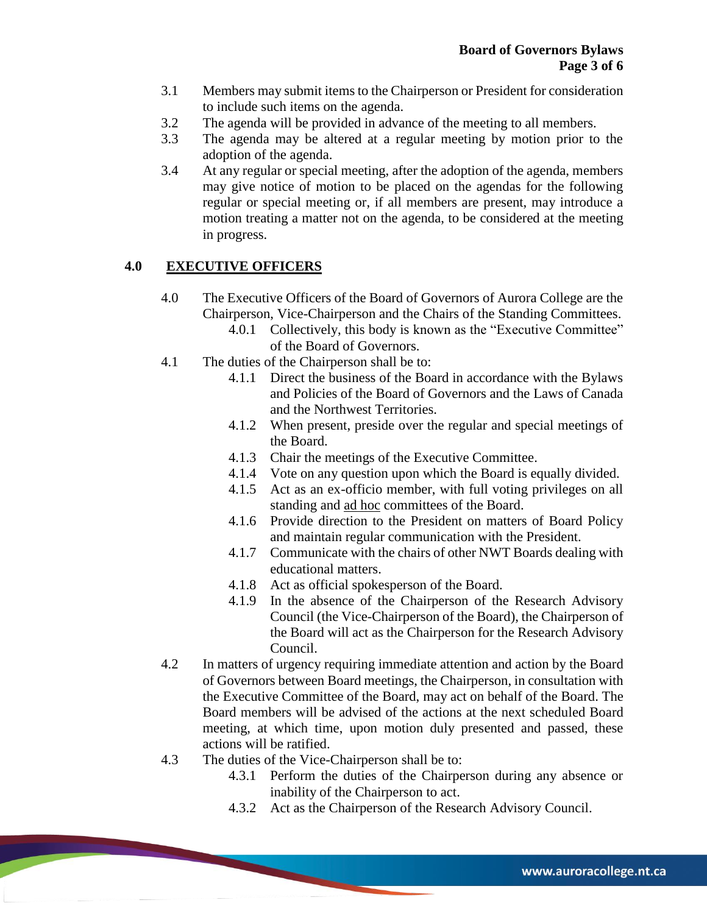3.1 Members may submit items to the Chairperson or President for consideration to include such items on the agenda.

3.2 The agenda will be provided in advance of the meeting to all members.

3.3 The agenda may be altered at a regular meeting by motion prior to the adoption of the agenda.

3.4 At any regular or special meeting, after the adoption of the agenda, members may give notice of motion to be placed on the agendas for the following regular or special meeting or, if all members are present, may introduce a motion treating a matter not on the agenda, to be considered at the meeting in progress.

## 4.0 EXECUTIVE OFFICERS

4.0 The Executive Officers of the Board of Governors of Aurora College are the Chairperson, Vice-Chairperson and the Chairs of the Standing Committees.

- 4.0.1 Collectively, this body is known as the "Executive Committee" of the Board of Governors.

4.1 The duties of the Chairperson shall be to:

- 4.1.1 Direct the business of the Board in accordance with the Bylaws and Policies of the Board of Governors and the Laws of Canada and the Northwest Territories.
- 4.1.2 When present, preside over the regular and special meetings of the Board.
- 4.1.3 Chair the meetings of the Executive Committee.
- 4.1.4 Vote on any question upon which the Board is equally divided.
- 4.1.5 Act as an ex-officio member, with full voting privileges on all standing and ad hoc committees of the Board.
- 4.1.6 Provide direction to the President on matters of Board Policy and maintain regular communication with the President.
- 4.1.7 Communicate with the chairs of other NWT Boards dealing with educational matters.
- 4.1.8 Act as official spokesperson of the Board.
- 4.1.9 In the absence of the Chairperson of the Research Advisory Council (the Vice-Chairperson of the Board), the Chairperson of the Board will act as the Chairperson for the Research Advisory Council.

4.2 In matters of urgency requiring immediate attention and action by the Board of Governors between Board meetings, the Chairperson, in consultation with the Executive Committee of the Board, may act on behalf of the Board. The Board members will be advised of the actions at the next scheduled Board meeting, at which time, upon motion duly presented and passed, these actions will be ratified.

4.3 The duties of the Vice-Chairperson shall be to:

- 4.3.1 Perform the duties of the Chairperson during any absence or inability of the Chairperson to act.
- 4.3.2 Act as the Chairperson of the Research Advisory Council.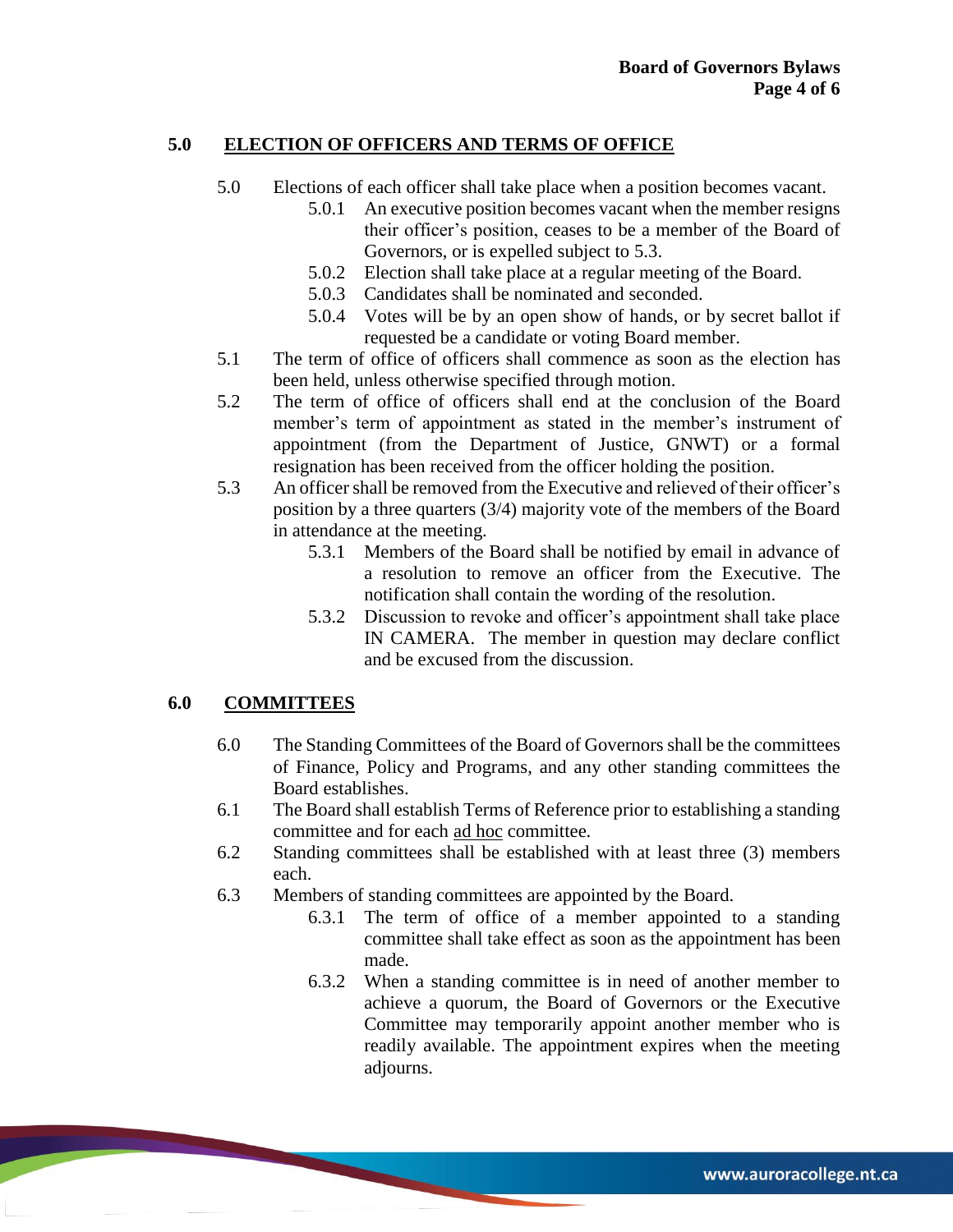## 5.0 ELECTION OF OFFICERS AND TERMS OF OFFICE

5.0 Elections of each officer shall take place when a position becomes vacant.

- 5.0.1 An executive position becomes vacant when the member resigns their officer's position, ceases to be a member of the Board of Governors, or is expelled subject to 5.3.
- 5.0.2 Election shall take place at a regular meeting of the Board.
- 5.0.3 Candidates shall be nominated and seconded.
- 5.0.4 Votes will be by an open show of hands, or by secret ballot if requested be a candidate or voting Board member.

5.1 The term of office of officers shall commence as soon as the election has been held, unless otherwise specified through motion.

5.2 The term of office of officers shall end at the conclusion of the Board member's term of appointment as stated in the member's instrument of appointment (from the Department of Justice, GNWT) or a formal resignation has been received from the officer holding the position.

5.3 An officer shall be removed from the Executive and relieved of their officer's position by a three quarters (3/4) majority vote of the members of the Board in attendance at the meeting.

- 5.3.1 Members of the Board shall be notified by email in advance of a resolution to remove an officer from the Executive. The notification shall contain the wording of the resolution.
- 5.3.2 Discussion to revoke and officer's appointment shall take place IN CAMERA. The member in question may declare conflict and be excused from the discussion.

## 6.0 COMMITTEES

6.0 The Standing Committees of the Board of Governors shall be the committees of Finance, Policy and Programs, and any other standing committees the Board establishes.

6.1 The Board shall establish Terms of Reference prior to establishing a standing committee and for each ad hoc committee.

6.2 Standing committees shall be established with at least three (3) members each.

6.3 Members of standing committees are appointed by the Board.

- 6.3.1 The term of office of a member appointed to a standing committee shall take effect as soon as the appointment has been made.
- 6.3.2 When a standing committee is in need of another member to achieve a quorum, the Board of Governors or the Executive Committee may temporarily appoint another member who is readily available. The appointment expires when the meeting adjourns.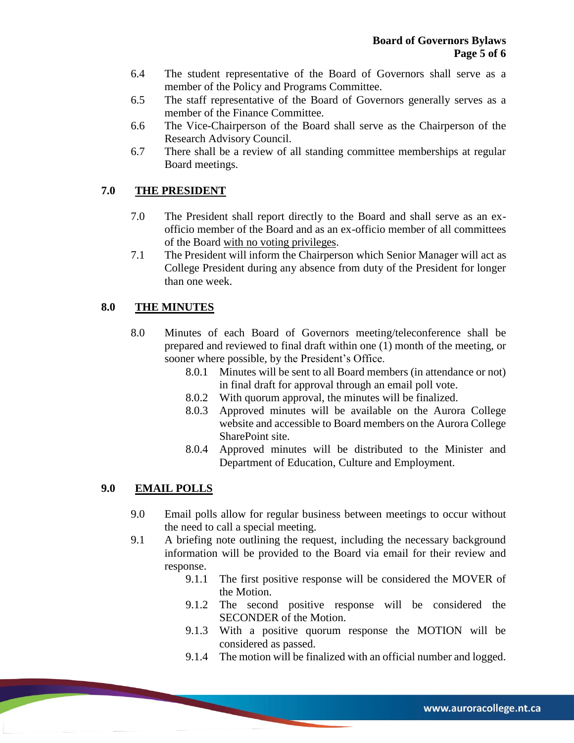6.4 The student representative of the Board of Governors shall serve as a member of the Policy and Programs Committee.

6.5 The staff representative of the Board of Governors generally serves as a member of the Finance Committee.

6.6 The Vice-Chairperson of the Board shall serve as the Chairperson of the Research Advisory Council.

6.7 There shall be a review of all standing committee memberships at regular Board meetings.

## 7.0 THE PRESIDENT

7.0 The President shall report directly to the Board and shall serve as an ex-officio member of the Board and as an ex-officio member of all committees of the Board <u>with no voting privileges</u>.

7.1 The President will inform the Chairperson which Senior Manager will act as College President during any absence from duty of the President for longer than one week.

## 8.0 THE MINUTES

8.0 Minutes of each Board of Governors meeting/teleconference shall be prepared and reviewed to final draft within one (1) month of the meeting, or sooner where possible, by the President's Office.

- 8.0.1 Minutes will be sent to all Board members (in attendance or not) in final draft for approval through an email poll vote.
- 8.0.2 With quorum approval, the minutes will be finalized.
- 8.0.3 Approved minutes will be available on the Aurora College website and accessible to Board members on the Aurora College SharePoint site.
- 8.0.4 Approved minutes will be distributed to the Minister and Department of Education, Culture and Employment.

## 9.0 EMAIL POLLS

9.0 Email polls allow for regular business between meetings to occur without the need to call a special meeting.

9.1 A briefing note outlining the request, including the necessary background information will be provided to the Board via email for their review and response.

- 9.1.1 The first positive response will be considered the MOVER of the Motion.
- 9.1.2 The second positive response will be considered the SECONDER of the Motion.
- 9.1.3 With a positive quorum response the MOTION will be considered as passed.
- 9.1.4 The motion will be finalized with an official number and logged.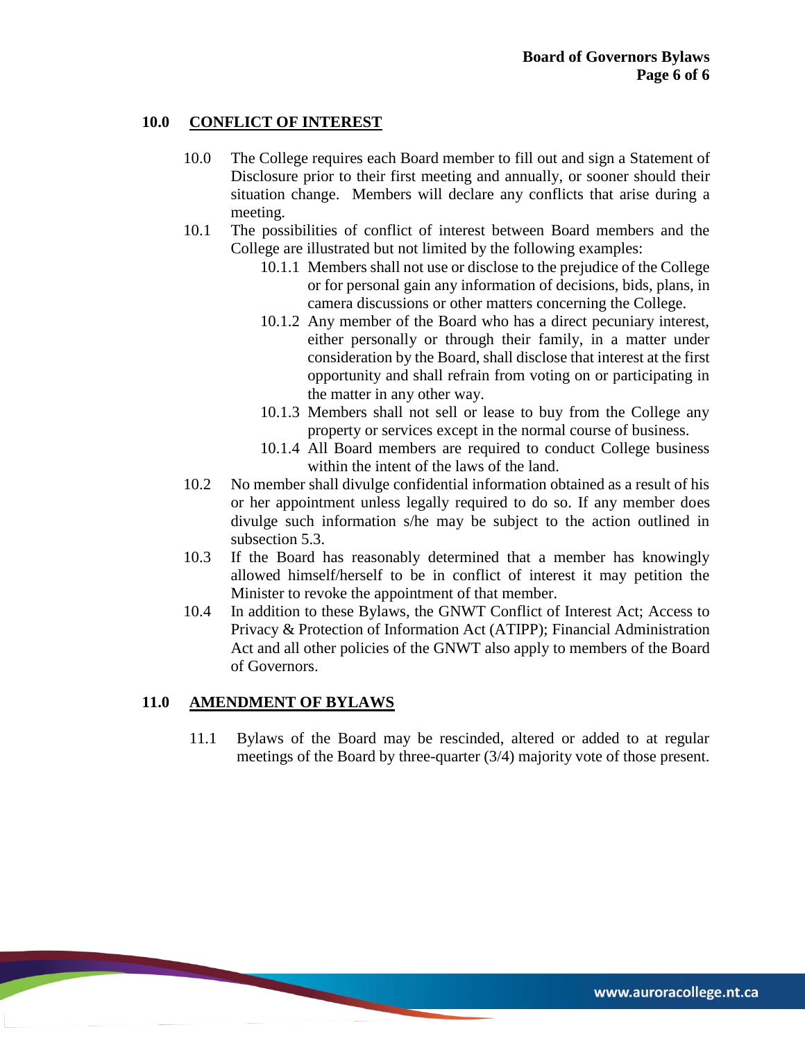## 10.0 CONFLICT OF INTEREST

10.0 The College requires each Board member to fill out and sign a Statement of Disclosure prior to their first meeting and annually, or sooner should their situation change. Members will declare any conflicts that arise during a meeting.

10.1 The possibilities of conflict of interest between Board members and the College are illustrated but not limited by the following examples:

10.1.1 Members shall not use or disclose to the prejudice of the College or for personal gain any information of decisions, bids, plans, in camera discussions or other matters concerning the College.

10.1.2 Any member of the Board who has a direct pecuniary interest, either personally or through their family, in a matter under consideration by the Board, shall disclose that interest at the first opportunity and shall refrain from voting on or participating in the matter in any other way.

10.1.3 Members shall not sell or lease to buy from the College any property or services except in the normal course of business.

10.1.4 All Board members are required to conduct College business within the intent of the laws of the land.

10.2 No member shall divulge confidential information obtained as a result of his or her appointment unless legally required to do so. If any member does divulge such information s/he may be subject to the action outlined in subsection 5.3.

10.3 If the Board has reasonably determined that a member has knowingly allowed himself/herself to be in conflict of interest it may petition the Minister to revoke the appointment of that member.

10.4 In addition to these Bylaws, the GNWT Conflict of Interest Act; Access to Privacy & Protection of Information Act (ATIPP); Financial Administration Act and all other policies of the GNWT also apply to members of the Board of Governors.

## 11.0 AMENDMENT OF BYLAWS

11.1 Bylaws of the Board may be rescinded, altered or added to at regular meetings of the Board by three-quarter (3/4) majority vote of those present.